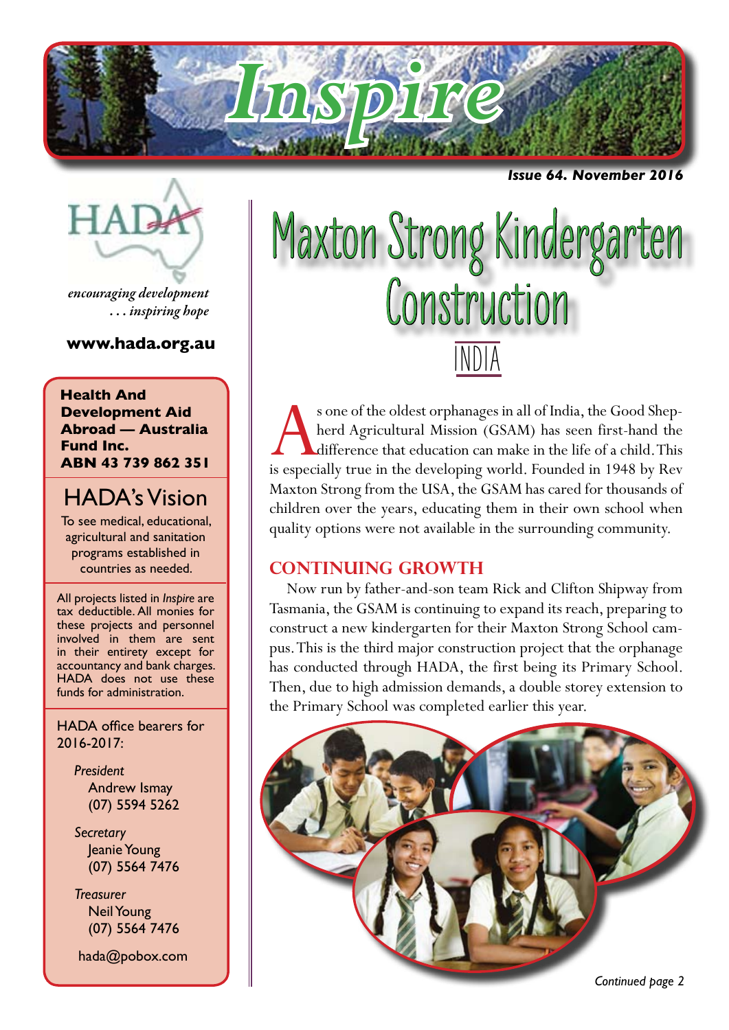# Inspire

*Issue 64. November 2016*

HADA

*encouraging development*
*. . . inspiring hope*

**www.hada.org.au**

**Health And Development Aid Abroad — Australia Fund Inc.**
**ABN 43 739 862 351**

## HADA's Vision

To see medical, educational, agricultural and sanitation programs established in countries as needed.

All projects listed in *Inspire* are tax deductible. All monies for these projects and personnel involved in them are sent in their entirety except for accountancy and bank charges. HADA does not use these funds for administration.

HADA office bearers for 2016-2017:

*President*
Andrew Ismay
(07) 5594 5262

*Secretary*
Jeanie Young
(07) 5564 7476

*Treasurer*
Neil Young
(07) 5564 7476

hada@pobox.com

# Maxton Strong Kindergarten Construction

## INDIA

As one of the oldest orphanages in all of India, the Good Shepherd Agricultural Mission (GSAM) has seen first-hand the difference that education can make in the life of a child. This is especially true in the developing world. Founded in 1948 by Rev Maxton Strong from the USA, the GSAM has cared for thousands of children over the years, educating them in their own school when quality options were not available in the surrounding community.

### CONTINUING GROWTH

Now run by father-and-son team Rick and Clifton Shipway from Tasmania, the GSAM is continuing to expand its reach, preparing to construct a new kindergarten for their Maxton Strong School campus. This is the third major construction project that the orphanage has conducted through HADA, the first being its Primary School. Then, due to high admission demands, a double storey extension to the Primary School was completed earlier this year.

*Continued page 2*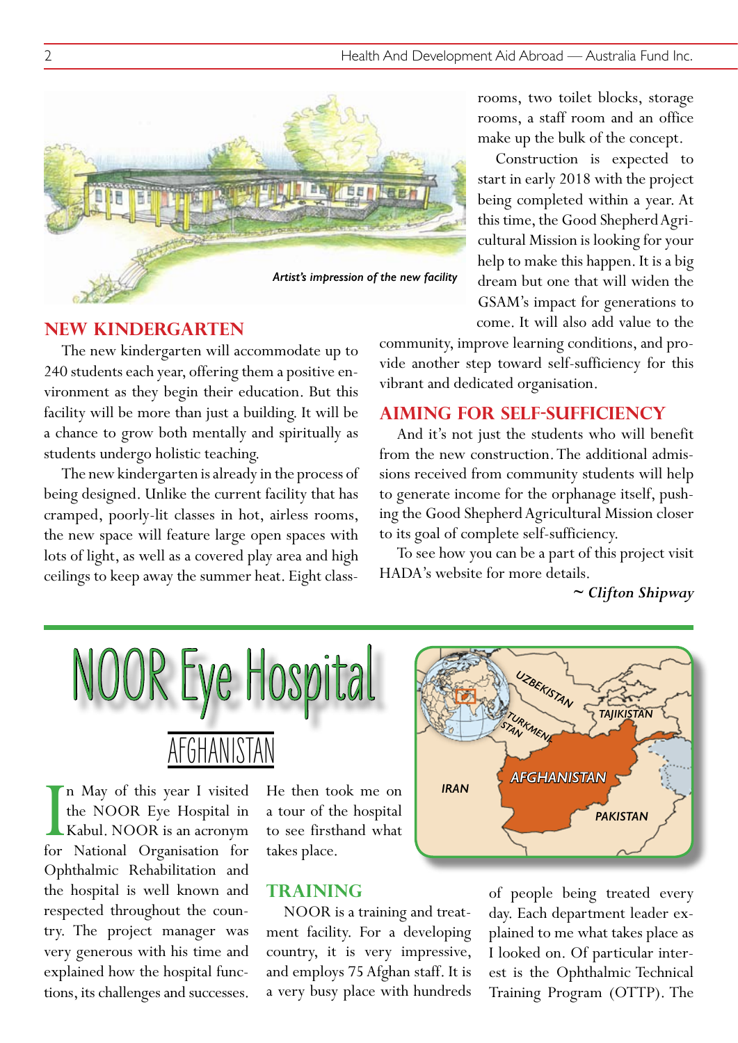Artist's impression of the new facility

## NEW KINDERGARTEN

The new kindergarten will accommodate up to 240 students each year, offering them a positive environment as they begin their education. But this facility will be more than just a building. It will be a chance to grow both mentally and spiritually as students undergo holistic teaching.

The new kindergarten is already in the process of being designed. Unlike the current facility that has cramped, poorly-lit classes in hot, airless rooms, the new space will feature large open spaces with lots of light, as well as a covered play area and high ceilings to keep away the summer heat. Eight classrooms, two toilet blocks, storage rooms, a staff room and an office make up the bulk of the concept.

Construction is expected to start in early 2018 with the project being completed within a year. At this time, the Good Shepherd Agricultural Mission is looking for your help to make this happen. It is a big dream but one that will widen the GSAM's impact for generations to come. It will also add value to the community, improve learning conditions, and provide another step toward self-sufficiency for this vibrant and dedicated organisation.

## AIMING FOR SELF-SUFFICIENCY

And it's not just the students who will benefit from the new construction. The additional admissions received from community students will help to generate income for the orphanage itself, pushing the Good Shepherd Agricultural Mission closer to its goal of complete self-sufficiency.

To see how you can be a part of this project visit HADA's website for more details.

*~ Clifton Shipway*

# NOOR Eye Hospital

## AFGHANISTAN

UZBEKISTAN, TAJIKISTAN, TURKMENISTAN, IRAN, AFGHANISTAN, PAKISTAN

In May of this year I visited the NOOR Eye Hospital in Kabul. NOOR is an acronym for National Organisation for Ophthalmic Rehabilitation and the hospital is well known and respected throughout the country. The project manager was very generous with his time and explained how the hospital functions, its challenges and successes. He then took me on a tour of the hospital to see firsthand what takes place.

## TRAINING

NOOR is a training and treatment facility. For a developing country, it is very impressive, and employs 75 Afghan staff. It is a very busy place with hundreds of people being treated every day. Each department leader explained to me what takes place as I looked on. Of particular interest is the Ophthalmic Technical Training Program (OTTP). The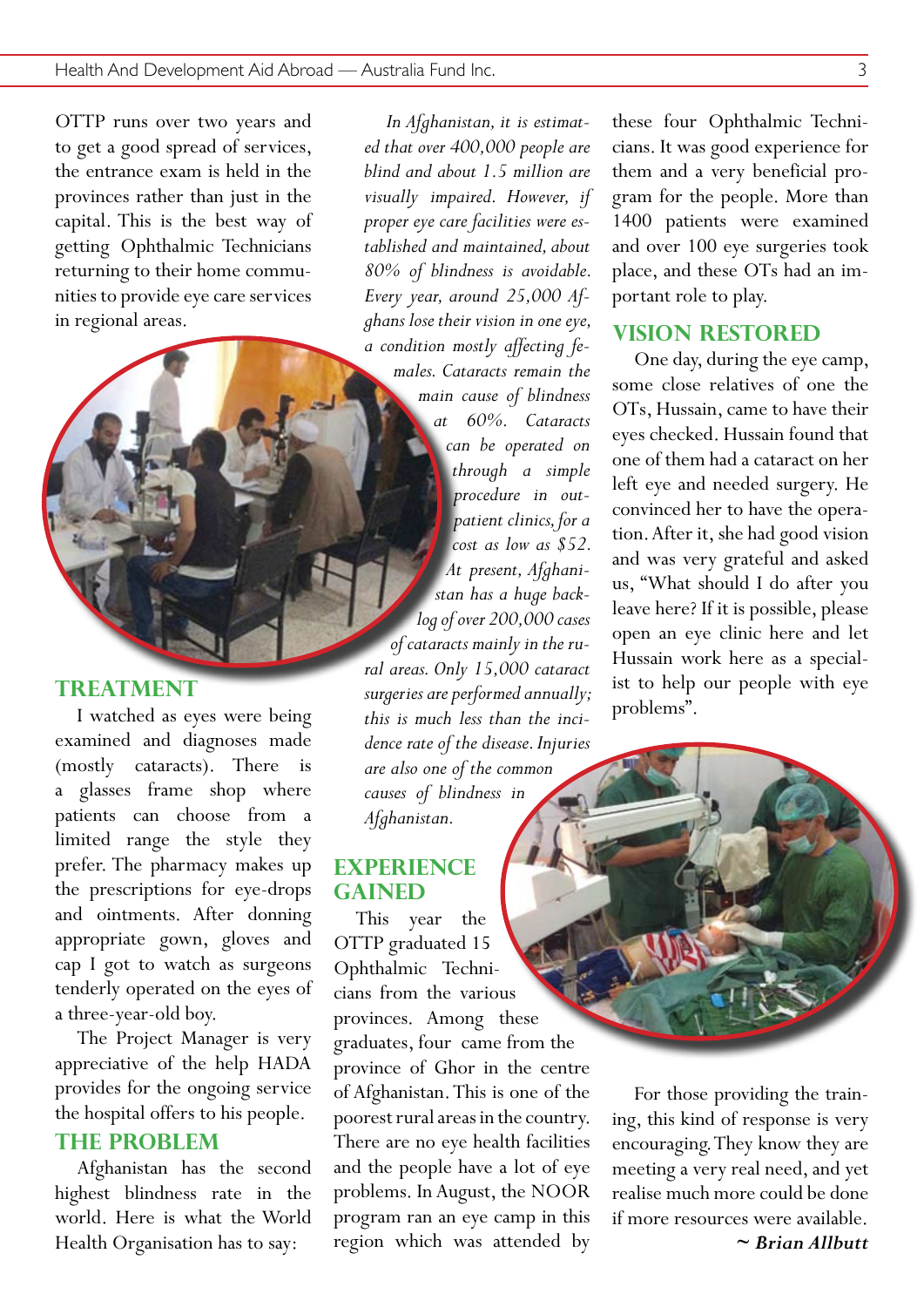OTTP runs over two years and to get a good spread of services, the entrance exam is held in the provinces rather than just in the capital. This is the best way of getting Ophthalmic Technicians returning to their home communities to provide eye care services in regional areas.

## TREATMENT

I watched as eyes were being examined and diagnoses made (mostly cataracts). There is a glasses frame shop where patients can choose from a limited range the style they prefer. The pharmacy makes up the prescriptions for eye-drops and ointments. After donning appropriate gown, gloves and cap I got to watch as surgeons tenderly operated on the eyes of a three-year-old boy.

The Project Manager is very appreciative of the help HADA provides for the ongoing service the hospital offers to his people.

## THE PROBLEM

Afghanistan has the second highest blindness rate in the world. Here is what the World Health Organisation has to say:

*In Afghanistan, it is estimated that over 400,000 people are blind and about 1.5 million are visually impaired. However, if proper eye care facilities were established and maintained, about 80% of blindness is avoidable. Every year, around 25,000 Afghans lose their vision in one eye, a condition mostly affecting females. Cataracts remain the main cause of blindness at 60%. Cataracts can be operated on through a simple procedure in outpatient clinics, for a cost as low as $52. At present, Afghanistan has a huge backlog of over 200,000 cases of cataracts mainly in the rural areas. Only 15,000 cataract surgeries are performed annually; this is much less than the incidence rate of the disease. Injuries are also one of the common causes of blindness in Afghanistan.*

## EXPERIENCE GAINED

This year the OTTP graduated 15 Ophthalmic Technicians from the various provinces. Among these graduates, four came from the province of Ghor in the centre of Afghanistan. This is one of the poorest rural areas in the country. There are no eye health facilities and the people have a lot of eye problems. In August, the NOOR program ran an eye camp in this region which was attended by these four Ophthalmic Technicians. It was good experience for them and a very beneficial program for the people. More than 1400 patients were examined and over 100 eye surgeries took place, and these OTs had an important role to play.

## VISION RESTORED

One day, during the eye camp, some close relatives of one the OTs, Hussain, came to have their eyes checked. Hussain found that one of them had a cataract on her left eye and needed surgery. He convinced her to have the operation. After it, she had good vision and was very grateful and asked us, “What should I do after you leave here? If it is possible, please open an eye clinic here and let Hussain work here as a specialist to help our people with eye problems”.

For those providing the training, this kind of response is very encouraging. They know they are meeting a very real need, and yet realise much more could be done if more resources were available.

***~ Brian Allbutt***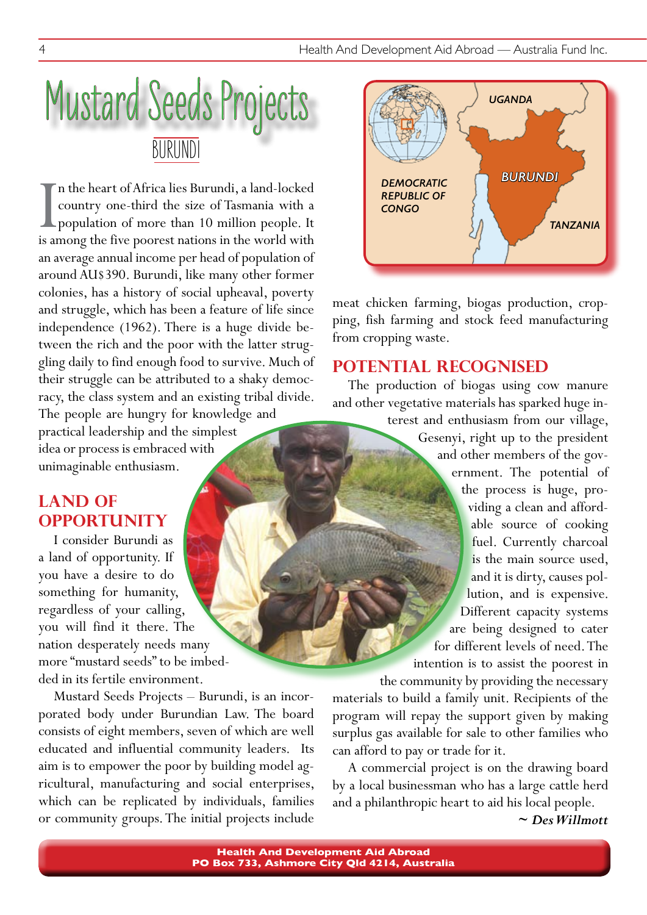# Mustard Seeds Projects

## BURUNDI

In the heart of Africa lies Burundi, a land-locked country one-third the size of Tasmania with a population of more than 10 million people. It is among the five poorest nations in the world with an average annual income per head of population of around AU$390. Burundi, like many other former colonies, has a history of social upheaval, poverty and struggle, which has been a feature of life since independence (1962). There is a huge divide between the rich and the poor with the latter struggling daily to find enough food to survive. Much of their struggle can be attributed to a shaky democracy, the class system and an existing tribal divide. The people are hungry for knowledge and practical leadership and the simplest idea or process is embraced with unimaginable enthusiasm.

## LAND OF OPPORTUNITY

I consider Burundi as a land of opportunity. If you have a desire to do something for humanity, regardless of your calling, you will find it there. The nation desperately needs many more "mustard seeds" to be imbedded in its fertile environment.

Mustard Seeds Projects – Burundi, is an incorporated body under Burundian Law. The board consists of eight members, seven of which are well educated and influential community leaders. Its aim is to empower the poor by building model agricultural, manufacturing and social enterprises, which can be replicated by individuals, families or community groups. The initial projects include meat chicken farming, biogas production, cropping, fish farming and stock feed manufacturing from cropping waste.

## POTENTIAL RECOGNISED

The production of biogas using cow manure and other vegetative materials has sparked huge interest and enthusiasm from our village, Gesenyi, right up to the president and other members of the government. The potential of the process is huge, providing a clean and affordable source of cooking fuel. Currently charcoal is the main source used, and it is dirty, causes pollution, and is expensive. Different capacity systems are being designed to cater for different levels of need. The intention is to assist the poorest in the community by providing the necessary materials to build a family unit. Recipients of the program will repay the support given by making surplus gas available for sale to other families who can afford to pay or trade for it.

A commercial project is on the drawing board by a local businessman who has a large cattle herd and a philanthropic heart to aid his local people.

***~ Des Willmott***

**Health And Development Aid Abroad**
**PO Box 733, Ashmore City Qld 4214, Australia**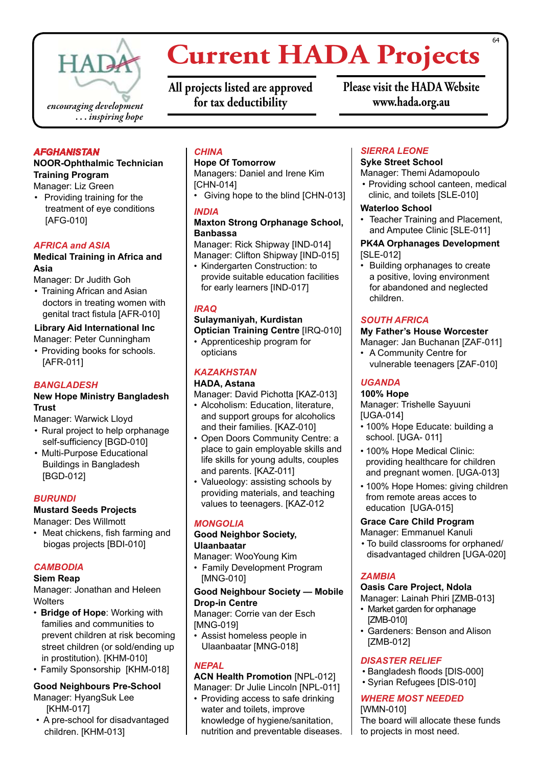HADA

*encouraging development . . . inspiring hope*

# Current HADA Projects

All projects listed are approved for tax deductibility

Please visit the HADA Website www.hada.org.au

## AFGHANISTAN

**NOOR-Ophthalmic Technician Training Program**
Manager: Liz Green

- Providing training for the treatment of eye conditions [AFG-010]

## AFRICA and ASIA

**Medical Training in Africa and Asia**
Manager: Dr Judith Goh

- Training African and Asian doctors in treating women with genital tract fistula [AFR-010]

**Library Aid International Inc**
Manager: Peter Cunningham

- Providing books for schools. [AFR-011]

## BANGLADESH

**New Hope Ministry Bangladesh Trust**
Manager: Warwick Lloyd

- Rural project to help orphanage self-sufficiency [BGD-010]
- Multi-Purpose Educational Buildings in Bangladesh [BGD-012]

## BURUNDI

**Mustard Seeds Projects**
Manager: Des Willmott

- Meat chickens, fish farming and biogas projects [BDI-010]

## CAMBODIA

**Siem Reap**
Manager: Jonathan and Heleen Wolters

- **Bridge of Hope**: Working with families and communities to prevent children at risk becoming street children (or sold/ending up in prostitution). [KHM-010]
- Family Sponsorship [KHM-018]

**Good Neighbours Pre-School**
Manager: HyangSuk Lee [KHM-017]

- A pre-school for disadvantaged children. [KHM-013]

## CHINA

**Hope Of Tomorrow**
Managers: Daniel and Irene Kim [CHN-014]

- Giving hope to the blind [CHN-013]

## INDIA

**Maxton Strong Orphanage School, Banbassa**
Manager: Rick Shipway [IND-014]
Manager: Clifton Shipway [IND-015]

- Kindergarten Construction: to provide suitable education facilities for early learners [IND-017]

## IRAQ

**Sulaymaniyah, Kurdistan Optician Training Centre** [IRQ-010]

- Apprenticeship program for opticians

## KAZAKHSTAN

**HADA, Astana**
Manager: David Pichotta [KAZ-013]

- Alcoholism: Education, literature, and support groups for alcoholics and their families. [KAZ-010]
- Open Doors Community Centre: a place to gain employable skills and life skills for young adults, couples and parents. [KAZ-011]
- Valueology: assisting schools by providing materials, and teaching values to teenagers. [KAZ-012

## MONGOLIA

**Good Neighbor Society, Ulaanbaatar**
Manager: WooYoung Kim

- Family Development Program [MNG-010]

**Good Neighbour Society — Mobile Drop-in Centre**
Manager: Corrie van der Esch [MNG-019]

- Assist homeless people in Ulaanbaatar [MNG-018]

## NEPAL

**ACN Health Promotion** [NPL-012]
Manager: Dr Julie Lincoln [NPL-011]

- Providing access to safe drinking water and toilets, improve knowledge of hygiene/sanitation, nutrition and preventable diseases.

## SIERRA LEONE

**Syke Street School**
Manager: Themi Adamopoulo

- Providing school canteen, medical clinic, and toilets [SLE-010]

**Waterloo School**

- Teacher Training and Placement, and Amputee Clinic [SLE-011]

**PK4A Orphanages Development** [SLE-012]

- Building orphanages to create a positive, loving environment for abandoned and neglected children.

## SOUTH AFRICA

**My Father's House Worcester**
Manager: Jan Buchanan [ZAF-011]

- A Community Centre for vulnerable teenagers [ZAF-010]

## UGANDA

**100% Hope**
Manager: Trishelle Sayuuni [UGA-014]

- 100% Hope Educate: building a school. [UGA- 011]
- 100% Hope Medical Clinic: providing healthcare for children and pregnant women. [UGA-013]
- 100% Hope Homes: giving children from remote areas acces to education [UGA-015]

**Grace Care Child Program**
Manager: Emmanuel Kanuli

- To build classrooms for orphaned/ disadvantaged children [UGA-020]

## ZAMBIA

**Oasis Care Project, Ndola**
Manager: Lainah Phiri [ZMB-013]

- Market garden for orphanage [ZMB-010]
- Gardeners: Benson and Alison [ZMB-012]

## DISASTER RELIEF

- Bangladesh floods [DIS-000]
- Syrian Refugees [DIS-010]

## WHERE MOST NEEDED

[WMN-010]
The board will allocate these funds to projects in most need.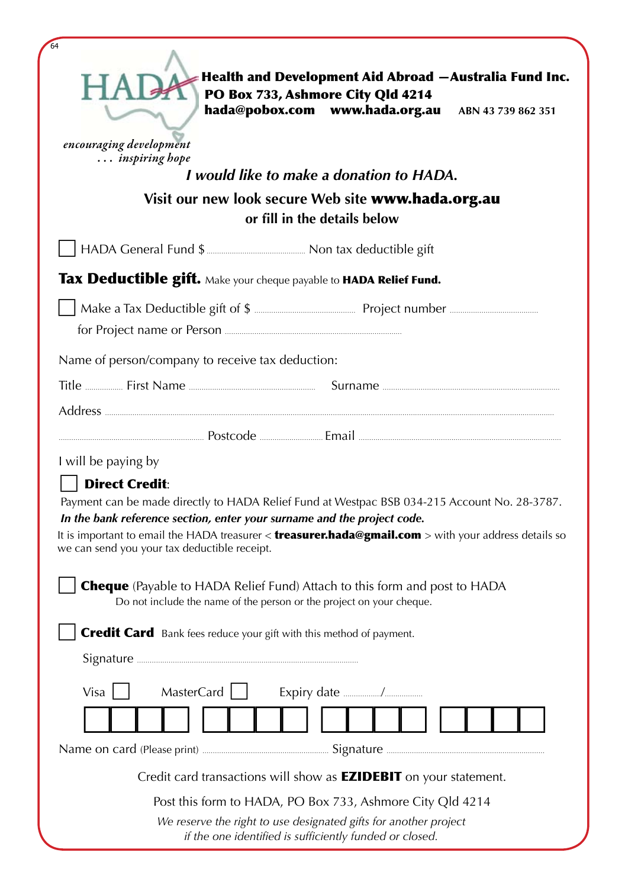HADA

*encouraging development*
*. . . inspiring hope*

**Health and Development Aid Abroad —Australia Fund Inc.**
**PO Box 733, Ashmore City Qld 4214**
**hada@pobox.com www.hada.org.au** **ABN 43 739 862 351**

***I would like to make a donation to HADA.***

**Visit our new look secure Web site www.hada.org.au**
**or fill in the details below**

☐ HADA General Fund $ ............................ Non tax deductible gift

**Tax Deductible gift.** Make your cheque payable to **HADA Relief Fund.**

☐ Make a Tax Deductible gift of $ ............................ Project number ............................
for Project name or Person ............................

Name of person/company to receive tax deduction:

Title ........ First Name ............................ Surname ............................

Address ............................

............................ Postcode ............ Email ............................

I will be paying by

☐ **Direct Credit**:

Payment can be made directly to HADA Relief Fund at Westpac BSB 034-215 Account No. 28-3787.
***In the bank reference section, enter your surname and the project code.***
It is important to email the HADA treasurer < **treasurer.hada@gmail.com** > with your address details so we can send you your tax deductible receipt.

☐ **Cheque** (Payable to HADA Relief Fund) Attach to this form and post to HADA
Do not include the name of the person or the project on your cheque.

☐ **Credit Card** Bank fees reduce your gift with this method of payment.

Signature ............................

Visa ☐ MasterCard ☐ Expiry date ........../..........

☐☐☐☐ ☐☐☐☐ ☐☐☐☐ ☐☐☐☐

Name on card (Please print) ............................ Signature ............................

Credit card transactions will show as **EZIDEBIT** on your statement.

Post this form to HADA, PO Box 733, Ashmore City Qld 4214

*We reserve the right to use designated gifts for another project*
*if the one identified is sufficiently funded or closed.*